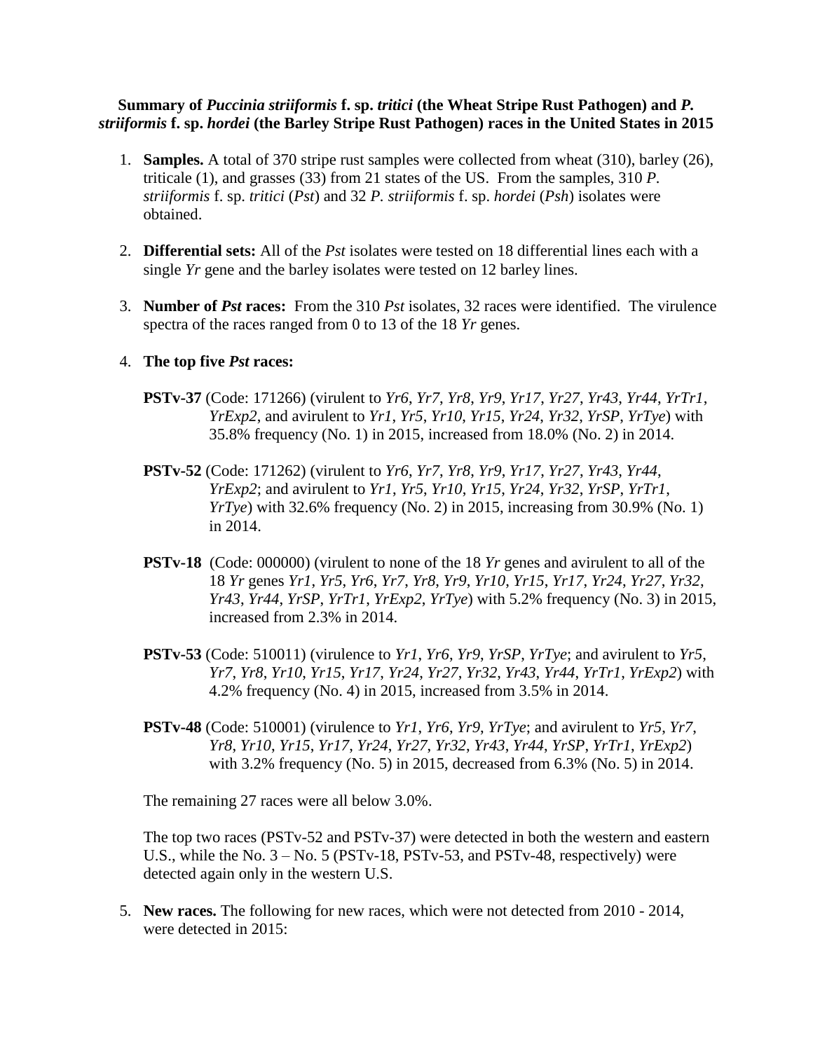**Summary of *Puccinia striiformis* f. sp. *tritici* (the Wheat Stripe Rust Pathogen) and *P. striiformis* f. sp. *hordei* (the Barley Stripe Rust Pathogen) races in the United States in 2015**

1. **Samples.** A total of 370 stripe rust samples were collected from wheat (310), barley (26), triticale (1), and grasses (33) from 21 states of the US. From the samples, 310 *P. striiformis* f. sp. *tritici* (*Pst*) and 32 *P. striiformis* f. sp. *hordei* (*Psh*) isolates were obtained.

2. **Differential sets:** All of the *Pst* isolates were tested on 18 differential lines each with a single *Yr* gene and the barley isolates were tested on 12 barley lines.

3. **Number of *Pst* races:** From the 310 *Pst* isolates, 32 races were identified. The virulence spectra of the races ranged from 0 to 13 of the 18 *Yr* genes.

4. **The top five *Pst* races:**

   **PSTv-37** (Code: 171266) (virulent to *Yr6*, *Yr7*, *Yr8*, *Yr9*, *Yr17*, *Yr27*, *Yr43*, *Yr44*, *YrTr1*, *YrExp2*, and avirulent to *Yr1*, *Yr5*, *Yr10*, *Yr15*, *Yr24*, *Yr32*, *YrSP*, *YrTye*) with 35.8% frequency (No. 1) in 2015, increased from 18.0% (No. 2) in 2014.

   **PSTv-52** (Code: 171262) (virulent to *Yr6*, *Yr7*, *Yr8*, *Yr9*, *Yr17*, *Yr27*, *Yr43*, *Yr44*, *YrExp2*; and avirulent to *Yr1*, *Yr5*, *Yr10*, *Yr15*, *Yr24*, *Yr32*, *YrSP*, *YrTr1*, *YrTye*) with 32.6% frequency (No. 2) in 2015, increasing from 30.9% (No. 1) in 2014.

   **PSTv-18** (Code: 000000) (virulent to none of the 18 *Yr* genes and avirulent to all of the 18 *Yr* genes *Yr1*, *Yr5*, *Yr6*, *Yr7*, *Yr8*, *Yr9*, *Yr10*, *Yr15*, *Yr17*, *Yr24*, *Yr27*, *Yr32*, *Yr43*, *Yr44*, *YrSP*, *YrTr1*, *YrExp2*, *YrTye*) with 5.2% frequency (No. 3) in 2015, increased from 2.3% in 2014.

   **PSTv-53** (Code: 510011) (virulence to *Yr1*, *Yr6*, *Yr9*, *YrSP*, *YrTye*; and avirulent to *Yr5*, *Yr7*, *Yr8*, *Yr10*, *Yr15*, *Yr17*, *Yr24*, *Yr27*, *Yr32*, *Yr43*, *Yr44*, *YrTr1*, *YrExp2*) with 4.2% frequency (No. 4) in 2015, increased from 3.5% in 2014.

   **PSTv-48** (Code: 510001) (virulence to *Yr1*, *Yr6*, *Yr9*, *YrTye*; and avirulent to *Yr5*, *Yr7*, *Yr8*, *Yr10*, *Yr15*, *Yr17*, *Yr24*, *Yr27*, *Yr32*, *Yr43*, *Yr44*, *YrSP*, *YrTr1*, *YrExp2*) with 3.2% frequency (No. 5) in 2015, decreased from 6.3% (No. 5) in 2014.

   The remaining 27 races were all below 3.0%.

   The top two races (PSTv-52 and PSTv-37) were detected in both the western and eastern U.S., while the No. 3 – No. 5 (PSTv-18, PSTv-53, and PSTv-48, respectively) were detected again only in the western U.S.

5. **New races.** The following for new races, which were not detected from 2010 - 2014, were detected in 2015: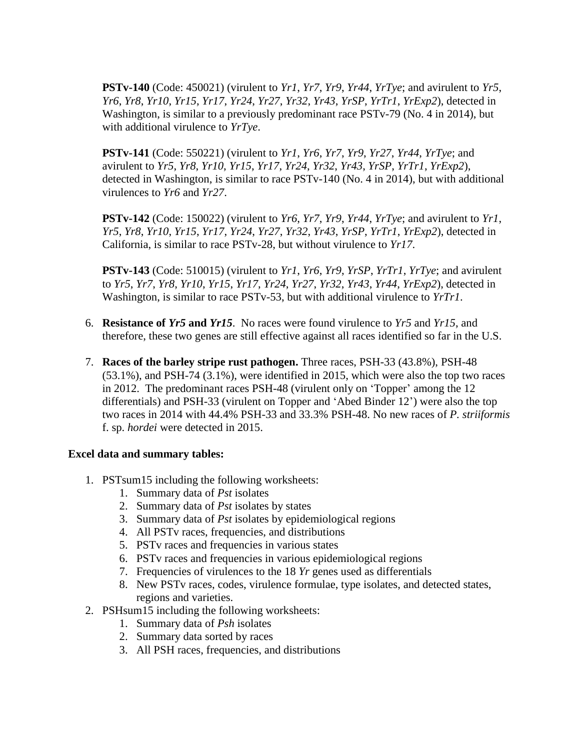**PSTv-140** (Code: 450021) (virulent to *Yr1*, *Yr7*, *Yr9*, *Yr44*, *YrTye*; and avirulent to *Yr5*, *Yr6*, *Yr8*, *Yr10*, *Yr15*, *Yr17*, *Yr24*, *Yr27*, *Yr32*, *Yr43*, *YrSP*, *YrTr1*, *YrExp2*), detected in Washington, is similar to a previously predominant race PSTv-79 (No. 4 in 2014), but with additional virulence to *YrTye*.

**PSTv-141** (Code: 550221) (virulent to *Yr1*, *Yr6*, *Yr7*, *Yr9*, *Yr27*, *Yr44*, *YrTye*; and avirulent to *Yr5*, *Yr8*, *Yr10*, *Yr15*, *Yr17*, *Yr24*, *Yr32*, *Yr43*, *YrSP*, *YrTr1*, *YrExp2*), detected in Washington, is similar to race PSTv-140 (No. 4 in 2014), but with additional virulences to *Yr6* and *Yr27*.

**PSTv-142** (Code: 150022) (virulent to *Yr6*, *Yr7*, *Yr9*, *Yr44*, *YrTye*; and avirulent to *Yr1*, *Yr5*, *Yr8*, *Yr10*, *Yr15*, *Yr17*, *Yr24*, *Yr27*, *Yr32*, *Yr43*, *YrSP*, *YrTr1*, *YrExp2*), detected in California, is similar to race PSTv-28, but without virulence to *Yr17*.

**PSTv-143** (Code: 510015) (virulent to *Yr1*, *Yr6*, *Yr9*, *YrSP*, *YrTr1*, *YrTye*; and avirulent to *Yr5*, *Yr7*, *Yr8*, *Yr10*, *Yr15*, *Yr17*, *Yr24*, *Yr27*, *Yr32*, *Yr43*, *Yr44*, *YrExp2*), detected in Washington, is similar to race PSTv-53, but with additional virulence to *YrTr1*.

6. **Resistance of *Yr5* and *Yr15*.** No races were found virulence to *Yr5* and *Yr15*, and therefore, these two genes are still effective against all races identified so far in the U.S.

7. **Races of the barley stripe rust pathogen.** Three races, PSH-33 (43.8%), PSH-48 (53.1%), and PSH-74 (3.1%), were identified in 2015, which were also the top two races in 2012. The predominant races PSH-48 (virulent only on 'Topper' among the 12 differentials) and PSH-33 (virulent on Topper and 'Abed Binder 12') were also the top two races in 2014 with 44.4% PSH-33 and 33.3% PSH-48. No new races of *P. striiformis* f. sp. *hordei* were detected in 2015.

**Excel data and summary tables:**

1. PSTsum15 including the following worksheets:
   1. Summary data of *Pst* isolates
   2. Summary data of *Pst* isolates by states
   3. Summary data of *Pst* isolates by epidemiological regions
   4. All PSTv races, frequencies, and distributions
   5. PSTv races and frequencies in various states
   6. PSTv races and frequencies in various epidemiological regions
   7. Frequencies of virulences to the 18 *Yr* genes used as differentials
   8. New PSTv races, codes, virulence formulae, type isolates, and detected states, regions and varieties.
2. PSHsum15 including the following worksheets:
   1. Summary data of *Psh* isolates
   2. Summary data sorted by races
   3. All PSH races, frequencies, and distributions